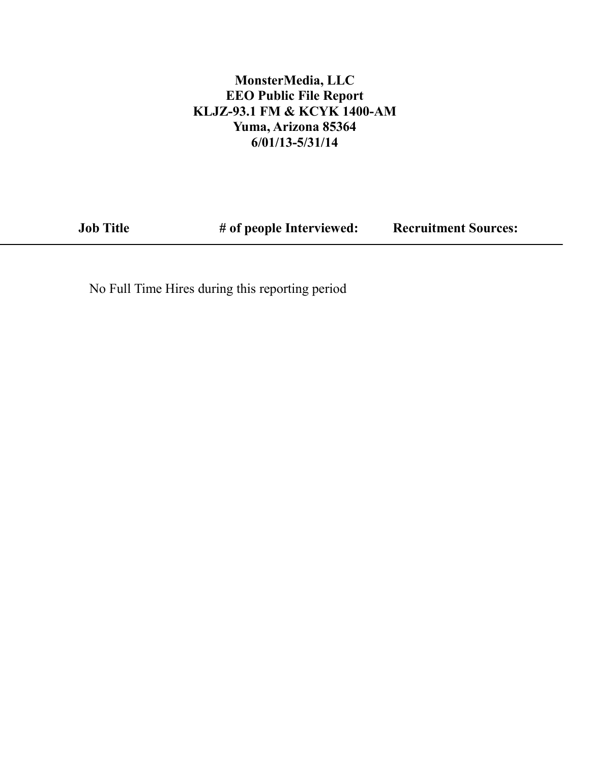**MonsterMedia, LLC**
**EEO Public File Report**
**KLJZ-93.1 FM & KCYK 1400-AM**
**Yuma, Arizona 85364**
**6/01/13-5/31/14**

| Job Title | # of people Interviewed: | Recruitment Sources: |
|---|---|---|

No Full Time Hires during this reporting period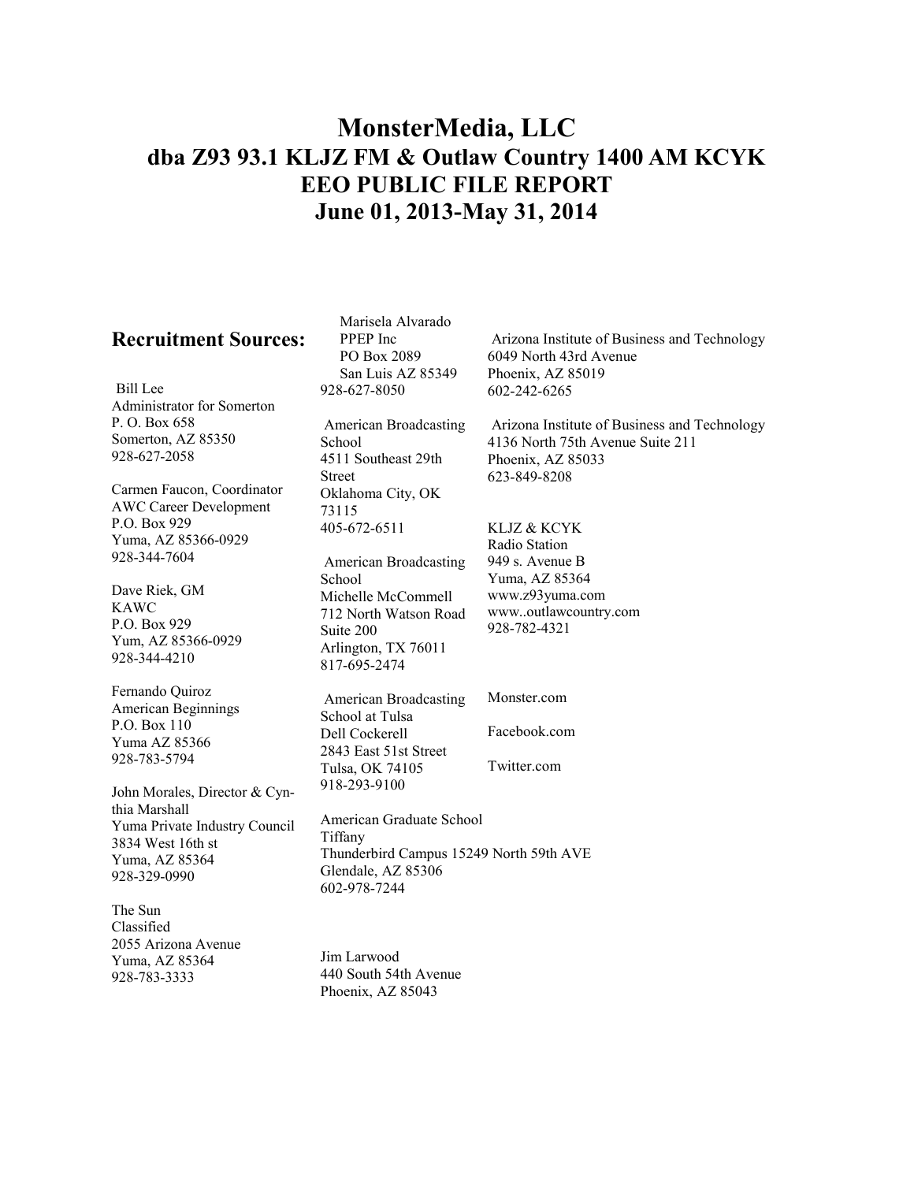# MonsterMedia, LLC
# dba Z93 93.1 KLJZ FM & Outlaw Country 1400 AM KCYK
# EEO PUBLIC FILE REPORT
# June 01, 2013-May 31, 2014

## Recruitment Sources:

Bill Lee
Administrator for Somerton
P. O. Box 658
Somerton, AZ 85350
928-627-2058

Carmen Faucon, Coordinator
AWC Career Development
P.O. Box 929
Yuma, AZ 85366-0929
928-344-7604

Dave Riek, GM
KAWC
P.O. Box 929
Yum, AZ 85366-0929
928-344-4210

Fernando Quiroz
American Beginnings
P.O. Box 110
Yuma AZ 85366
928-783-5794

John Morales, Director & Cynthia Marshall
Yuma Private Industry Council
3834 West 16th st
Yuma, AZ 85364
928-329-0990

The Sun
Classified
2055 Arizona Avenue
Yuma, AZ 85364
928-783-3333

Marisela Alvarado
PPEP Inc
PO Box 2089
San Luis AZ 85349
928-627-8050

American Broadcasting School
4511 Southeast 29th Street
Oklahoma City, OK 73115
405-672-6511

American Broadcasting School
Michelle McCommell
712 North Watson Road Suite 200
Arlington, TX 76011
817-695-2474

American Broadcasting School at Tulsa
Dell Cockerell
2843 East 51st Street
Tulsa, OK 74105
918-293-9100

American Graduate School
Tiffany
Thunderbird Campus 15249 North 59th AVE
Glendale, AZ 85306
602-978-7244

Jim Larwood
440 South 54th Avenue
Phoenix, AZ 85043

Arizona Institute of Business and Technology
6049 North 43rd Avenue
Phoenix, AZ 85019
602-242-6265

Arizona Institute of Business and Technology
4136 North 75th Avenue Suite 211
Phoenix, AZ 85033
623-849-8208

KLJZ & KCYK
Radio Station
949 s. Avenue B
Yuma, AZ 85364
www.z93yuma.com
www..outlawcountry.com
928-782-4321

Monster.com

Facebook.com

Twitter.com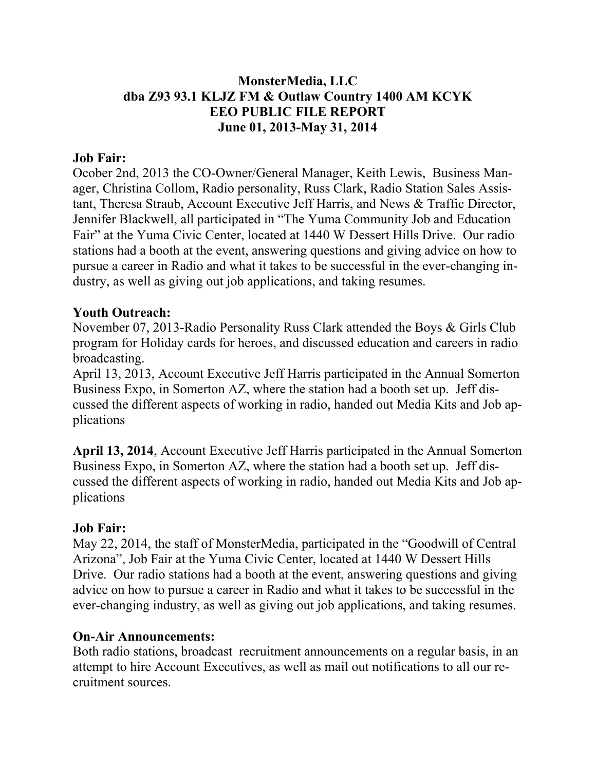**MonsterMedia, LLC**
**dba Z93 93.1 KLJZ FM & Outlaw Country 1400 AM KCYK**
**EEO PUBLIC FILE REPORT**
**June 01, 2013-May 31, 2014**

**Job Fair:**
Ocober 2nd, 2013 the CO-Owner/General Manager, Keith Lewis, Business Manager, Christina Collom, Radio personality, Russ Clark, Radio Station Sales Assistant, Theresa Straub, Account Executive Jeff Harris, and News & Traffic Director, Jennifer Blackwell, all participated in "The Yuma Community Job and Education Fair" at the Yuma Civic Center, located at 1440 W Dessert Hills Drive. Our radio stations had a booth at the event, answering questions and giving advice on how to pursue a career in Radio and what it takes to be successful in the ever-changing industry, as well as giving out job applications, and taking resumes.

**Youth Outreach:**
November 07, 2013-Radio Personality Russ Clark attended the Boys & Girls Club program for Holiday cards for heroes, and discussed education and careers in radio broadcasting.
April 13, 2013, Account Executive Jeff Harris participated in the Annual Somerton Business Expo, in Somerton AZ, where the station had a booth set up. Jeff discussed the different aspects of working in radio, handed out Media Kits and Job applications

**April 13, 2014**, Account Executive Jeff Harris participated in the Annual Somerton Business Expo, in Somerton AZ, where the station had a booth set up. Jeff discussed the different aspects of working in radio, handed out Media Kits and Job applications

**Job Fair:**
May 22, 2014, the staff of MonsterMedia, participated in the "Goodwill of Central Arizona", Job Fair at the Yuma Civic Center, located at 1440 W Dessert Hills Drive. Our radio stations had a booth at the event, answering questions and giving advice on how to pursue a career in Radio and what it takes to be successful in the ever-changing industry, as well as giving out job applications, and taking resumes.

**On-Air Announcements:**
Both radio stations, broadcast recruitment announcements on a regular basis, in an attempt to hire Account Executives, as well as mail out notifications to all our recruitment sources.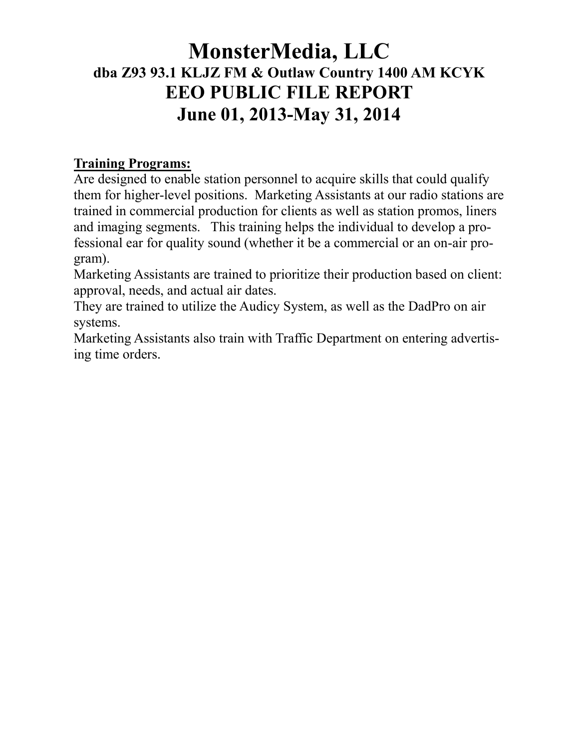# MonsterMedia, LLC

## dba Z93 93.1 KLJZ FM & Outlaw Country 1400 AM KCYK

# EEO PUBLIC FILE REPORT

# June 01, 2013-May 31, 2014

**Training Programs:**

Are designed to enable station personnel to acquire skills that could qualify them for higher-level positions. Marketing Assistants at our radio stations are trained in commercial production for clients as well as station promos, liners and imaging segments. This training helps the individual to develop a professional ear for quality sound (whether it be a commercial or an on-air program).

Marketing Assistants are trained to prioritize their production based on client: approval, needs, and actual air dates.

They are trained to utilize the Audicy System, as well as the DadPro on air systems.

Marketing Assistants also train with Traffic Department on entering advertising time orders.